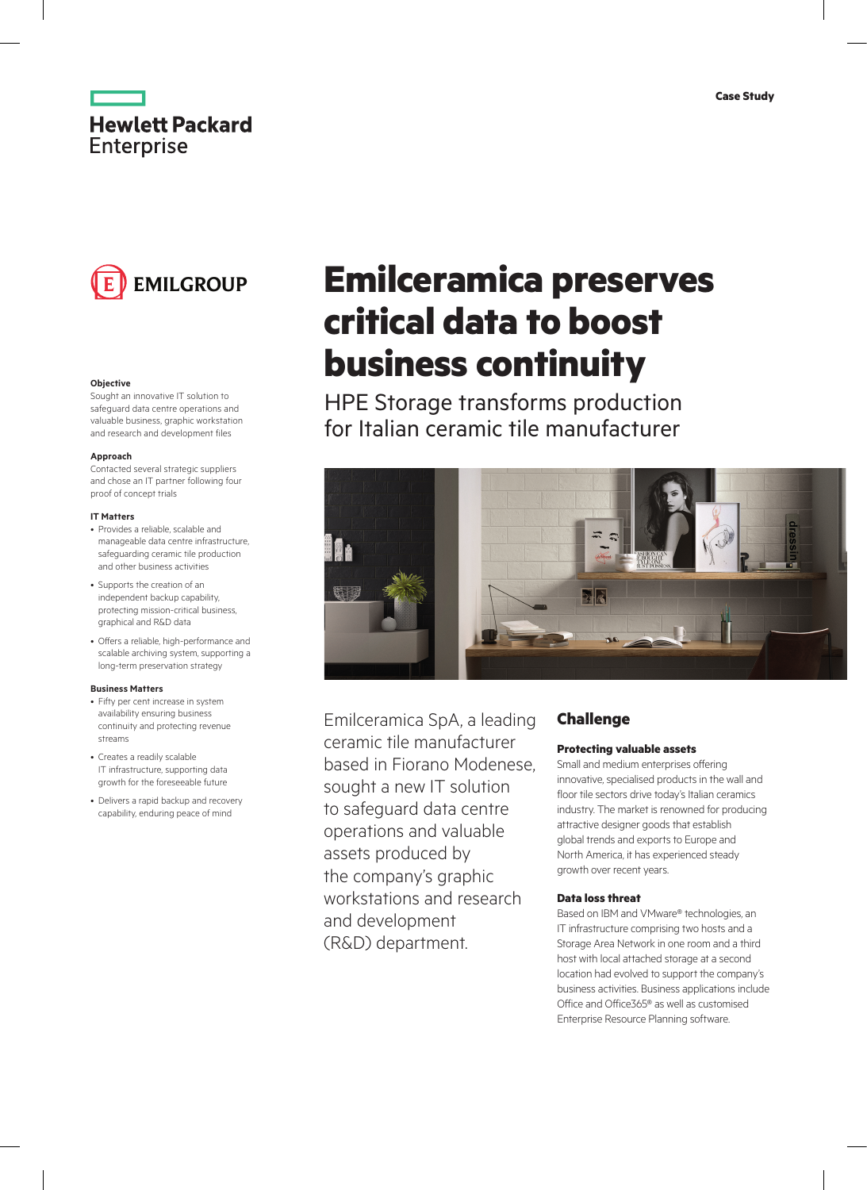Case Study

# Emilceramica preserves critical data to boost business continuity

## HPE Storage transforms production for Italian ceramic tile manufacturer

**Objective**

Sought an innovative IT solution to safeguard data centre operations and valuable business, graphic workstation and research and development files

**Approach**

Contacted several strategic suppliers and chose an IT partner following four proof of concept trials

**IT Matters**

- Provides a reliable, scalable and manageable data centre infrastructure, safeguarding ceramic tile production and other business activities
- Supports the creation of an independent backup capability, protecting mission-critical business, graphical and R&D data
- Offers a reliable, high-performance and scalable archiving system, supporting a long-term preservation strategy

**Business Matters**

- Fifty per cent increase in system availability ensuring business continuity and protecting revenue streams
- Creates a readily scalable IT infrastructure, supporting data growth for the foreseeable future
- Delivers a rapid backup and recovery capability, enduring peace of mind

Emilceramica SpA, a leading ceramic tile manufacturer based in Fiorano Modenese, sought a new IT solution to safeguard data centre operations and valuable assets produced by the company's graphic workstations and research and development (R&D) department.

## Challenge

### Protecting valuable assets

Small and medium enterprises offering innovative, specialised products in the wall and floor tile sectors drive today's Italian ceramics industry. The market is renowned for producing attractive designer goods that establish global trends and exports to Europe and North America, it has experienced steady growth over recent years.

### Data loss threat

Based on IBM and VMware® technologies, an IT infrastructure comprising two hosts and a Storage Area Network in one room and a third host with local attached storage at a second location had evolved to support the company's business activities. Business applications include Office and Office365® as well as customised Enterprise Resource Planning software.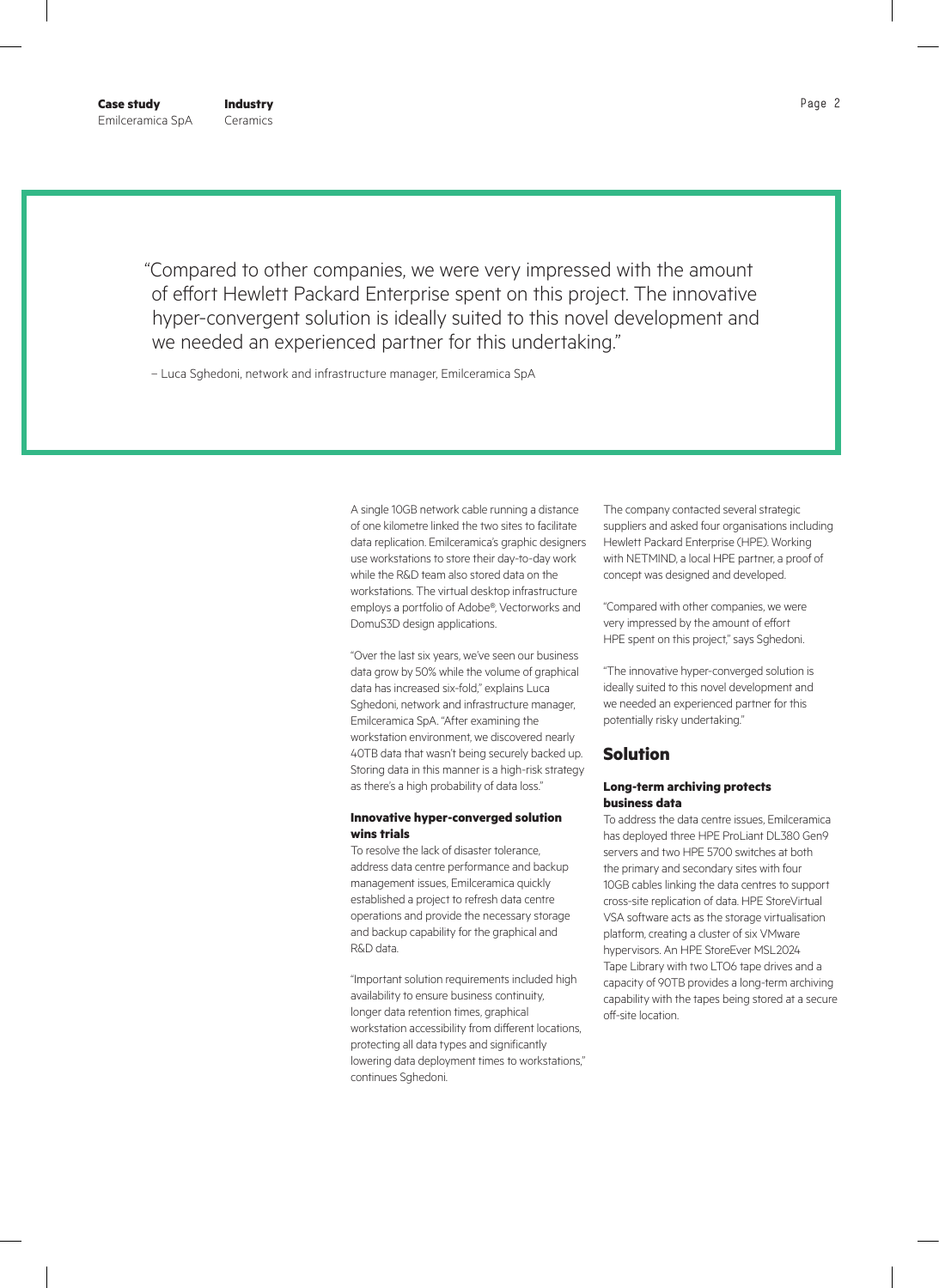> "Compared to other companies, we were very impressed with the amount of effort Hewlett Packard Enterprise spent on this project. The innovative hyper-convergent solution is ideally suited to this novel development and we needed an experienced partner for this undertaking."
>
> – Luca Sghedoni, network and infrastructure manager, Emilceramica SpA

A single 10GB network cable running a distance of one kilometre linked the two sites to facilitate data replication. Emilceramica's graphic designers use workstations to store their day-to-day work while the R&D team also stored data on the workstations. The virtual desktop infrastructure employs a portfolio of Adobe®, Vectorworks and DomuS3D design applications.

"Over the last six years, we've seen our business data grow by 50% while the volume of graphical data has increased six-fold," explains Luca Sghedoni, network and infrastructure manager, Emilceramica SpA. "After examining the workstation environment, we discovered nearly 40TB data that wasn't being securely backed up. Storing data in this manner is a high-risk strategy as there's a high probability of data loss."

**Innovative hyper-converged solution wins trials**

To resolve the lack of disaster tolerance, address data centre performance and backup management issues, Emilceramica quickly established a project to refresh data centre operations and provide the necessary storage and backup capability for the graphical and R&D data.

"Important solution requirements included high availability to ensure business continuity, longer data retention times, graphical workstation accessibility from different locations, protecting all data types and significantly lowering data deployment times to workstations," continues Sghedoni.

The company contacted several strategic suppliers and asked four organisations including Hewlett Packard Enterprise (HPE). Working with NETMIND, a local HPE partner, a proof of concept was designed and developed.

"Compared with other companies, we were very impressed by the amount of effort HPE spent on this project," says Sghedoni.

"The innovative hyper-converged solution is ideally suited to this novel development and we needed an experienced partner for this potentially risky undertaking."

## Solution

**Long-term archiving protects business data**

To address the data centre issues, Emilceramica has deployed three HPE ProLiant DL380 Gen9 servers and two HPE 5700 switches at both the primary and secondary sites with four 10GB cables linking the data centres to support cross-site replication of data. HPE StoreVirtual VSA software acts as the storage virtualisation platform, creating a cluster of six VMware hypervisors. An HPE StoreEver MSL2024 Tape Library with two LTO6 tape drives and a capacity of 90TB provides a long-term archiving capability with the tapes being stored at a secure off-site location.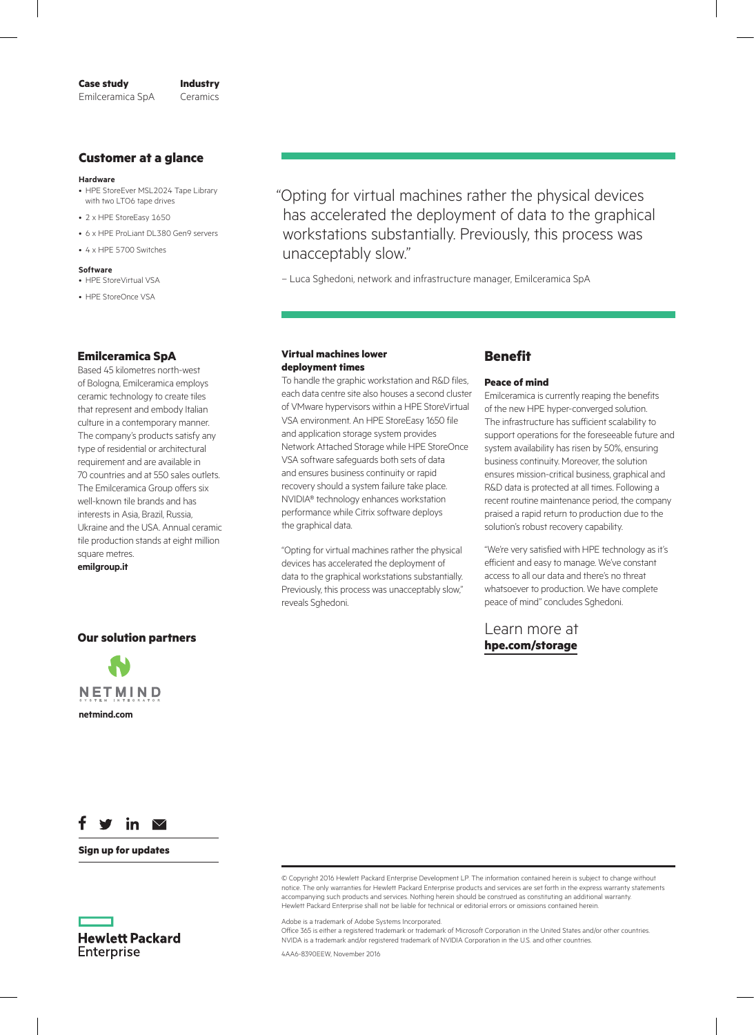**Case study**
Emilceramica SpA

**Industry**
Ceramics

## Customer at a glance

**Hardware**

- HPE StoreEver MSL2024 Tape Library with two LTO6 tape drives
- 2 x HPE StoreEasy 1650
- 6 x HPE ProLiant DL380 Gen9 servers
- 4 x HPE 5700 Switches

**Software**

- HPE StoreVirtual VSA
- HPE StoreOnce VSA

"Opting for virtual machines rather the physical devices has accelerated the deployment of data to the graphical workstations substantially. Previously, this process was unacceptably slow."

– Luca Sghedoni, network and infrastructure manager, Emilceramica SpA

## Emilceramica SpA

Based 45 kilometres north-west of Bologna, Emilceramica employs ceramic technology to create tiles that represent and embody Italian culture in a contemporary manner. The company's products satisfy any type of residential or architectural requirement and are available in 70 countries and at 550 sales outlets. The Emilceramica Group offers six well-known tile brands and has interests in Asia, Brazil, Russia, Ukraine and the USA. Annual ceramic tile production stands at eight million square metres.

**emilgroup.it**

### Virtual machines lower deployment times

To handle the graphic workstation and R&D files, each data centre site also houses a second cluster of VMware hypervisors within a HPE StoreVirtual VSA environment. An HPE StoreEasy 1650 file and application storage system provides Network Attached Storage while HPE StoreOnce VSA software safeguards both sets of data and ensures business continuity or rapid recovery should a system failure take place. NVIDIA® technology enhances workstation performance while Citrix software deploys the graphical data.

"Opting for virtual machines rather the physical devices has accelerated the deployment of data to the graphical workstations substantially. Previously, this process was unacceptably slow," reveals Sghedoni.

## Benefit

### Peace of mind

Emilceramica is currently reaping the benefits of the new HPE hyper-converged solution. The infrastructure has sufficient scalability to support operations for the foreseeable future and system availability has risen by 50%, ensuring business continuity. Moreover, the solution ensures mission-critical business, graphical and R&D data is protected at all times. Following a recent routine maintenance period, the company praised a rapid return to production due to the solution's robust recovery capability.

"We're very satisfied with HPE technology as it's efficient and easy to manage. We've constant access to all our data and there's no threat whatsoever to production. We have complete peace of mind" concludes Sghedoni.

Learn more at
**hpe.com/storage**

## Our solution partners

NETMIND
SYSTEM INTEGRATOR

**netmind.com**

**Sign up for updates**

Hewlett Packard Enterprise

© Copyright 2016 Hewlett Packard Enterprise Development LP. The information contained herein is subject to change without notice. The only warranties for Hewlett Packard Enterprise products and services are set forth in the express warranty statements accompanying such products and services. Nothing herein should be construed as constituting an additional warranty. Hewlett Packard Enterprise shall not be liable for technical or editorial errors or omissions contained herein.

Adobe is a trademark of Adobe Systems Incorporated.
Office 365 is either a registered trademark or trademark of Microsoft Corporation in the United States and/or other countries.
NVIDA is a trademark and/or registered trademark of NVIDIA Corporation in the U.S. and other countries.

4AA6-8390EEW, November 2016